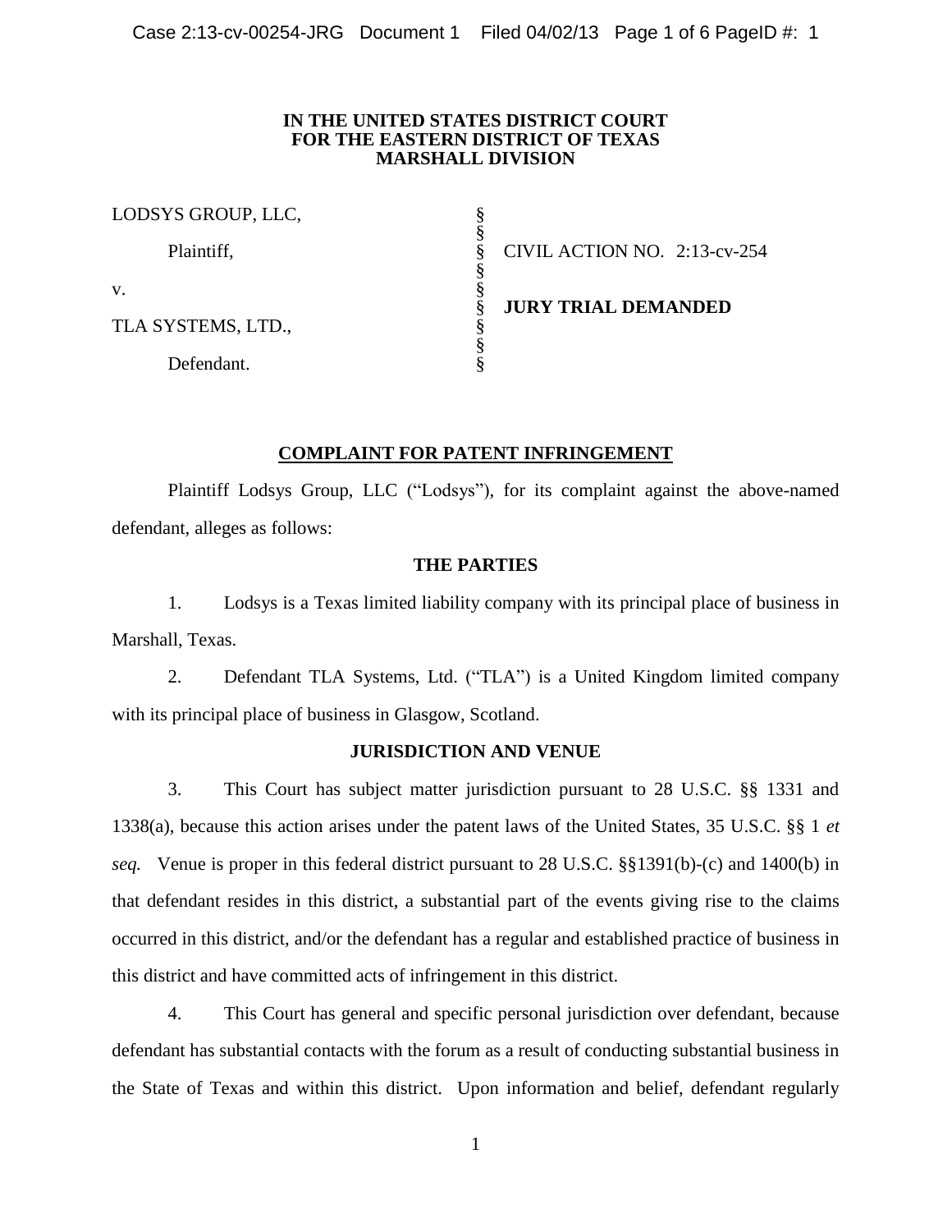**IN THE UNITED STATES DISTRICT COURT**
**FOR THE EASTERN DISTRICT OF TEXAS**
**MARSHALL DIVISION**

| | | |
|---|---|---|
| LODSYS GROUP, LLC, | § | |
| | § | |
| Plaintiff, | § | CIVIL ACTION NO. 2:13-cv-254 |
| | § | |
| v. | § | |
| | § | **JURY TRIAL DEMANDED** |
| TLA SYSTEMS, LTD., | § | |
| | § | |
| Defendant. | § | |

**COMPLAINT FOR PATENT INFRINGEMENT**

Plaintiff Lodsys Group, LLC ("Lodsys"), for its complaint against the above-named defendant, alleges as follows:

**THE PARTIES**

1. Lodsys is a Texas limited liability company with its principal place of business in Marshall, Texas.

2. Defendant TLA Systems, Ltd. ("TLA") is a United Kingdom limited company with its principal place of business in Glasgow, Scotland.

**JURISDICTION AND VENUE**

3. This Court has subject matter jurisdiction pursuant to 28 U.S.C. §§ 1331 and 1338(a), because this action arises under the patent laws of the United States, 35 U.S.C. §§ 1 *et seq.* Venue is proper in this federal district pursuant to 28 U.S.C. §§1391(b)-(c) and 1400(b) in that defendant resides in this district, a substantial part of the events giving rise to the claims occurred in this district, and/or the defendant has a regular and established practice of business in this district and have committed acts of infringement in this district.

4. This Court has general and specific personal jurisdiction over defendant, because defendant has substantial contacts with the forum as a result of conducting substantial business in the State of Texas and within this district. Upon information and belief, defendant regularly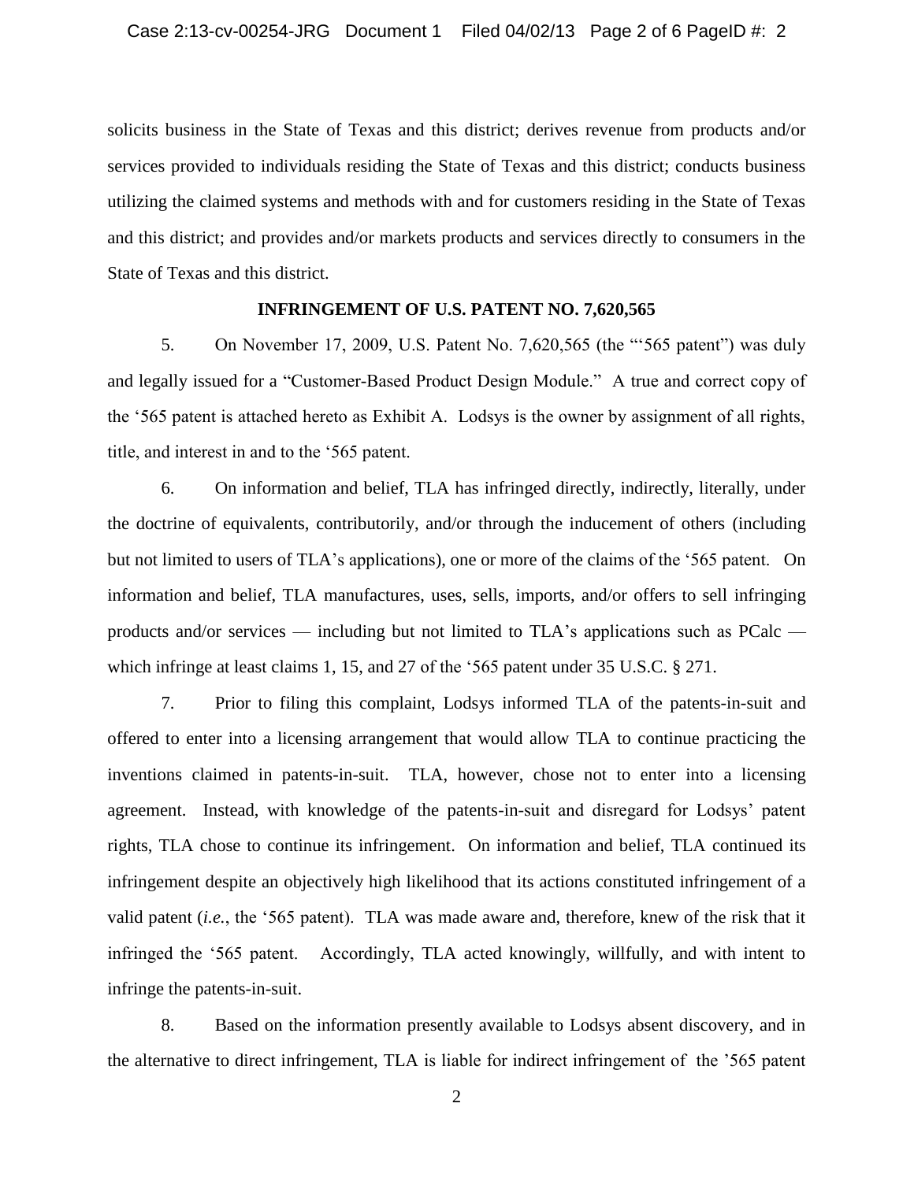solicits business in the State of Texas and this district; derives revenue from products and/or services provided to individuals residing the State of Texas and this district; conducts business utilizing the claimed systems and methods with and for customers residing in the State of Texas and this district; and provides and/or markets products and services directly to consumers in the State of Texas and this district.

**INFRINGEMENT OF U.S. PATENT NO. 7,620,565**

5. On November 17, 2009, U.S. Patent No. 7,620,565 (the "'565 patent") was duly and legally issued for a "Customer-Based Product Design Module." A true and correct copy of the '565 patent is attached hereto as Exhibit A. Lodsys is the owner by assignment of all rights, title, and interest in and to the '565 patent.

6. On information and belief, TLA has infringed directly, indirectly, literally, under the doctrine of equivalents, contributorily, and/or through the inducement of others (including but not limited to users of TLA's applications), one or more of the claims of the '565 patent. On information and belief, TLA manufactures, uses, sells, imports, and/or offers to sell infringing products and/or services — including but not limited to TLA's applications such as PCalc — which infringe at least claims 1, 15, and 27 of the '565 patent under 35 U.S.C. § 271.

7. Prior to filing this complaint, Lodsys informed TLA of the patents-in-suit and offered to enter into a licensing arrangement that would allow TLA to continue practicing the inventions claimed in patents-in-suit. TLA, however, chose not to enter into a licensing agreement. Instead, with knowledge of the patents-in-suit and disregard for Lodsys' patent rights, TLA chose to continue its infringement. On information and belief, TLA continued its infringement despite an objectively high likelihood that its actions constituted infringement of a valid patent (*i.e.*, the '565 patent). TLA was made aware and, therefore, knew of the risk that it infringed the '565 patent. Accordingly, TLA acted knowingly, willfully, and with intent to infringe the patents-in-suit.

8. Based on the information presently available to Lodsys absent discovery, and in the alternative to direct infringement, TLA is liable for indirect infringement of the '565 patent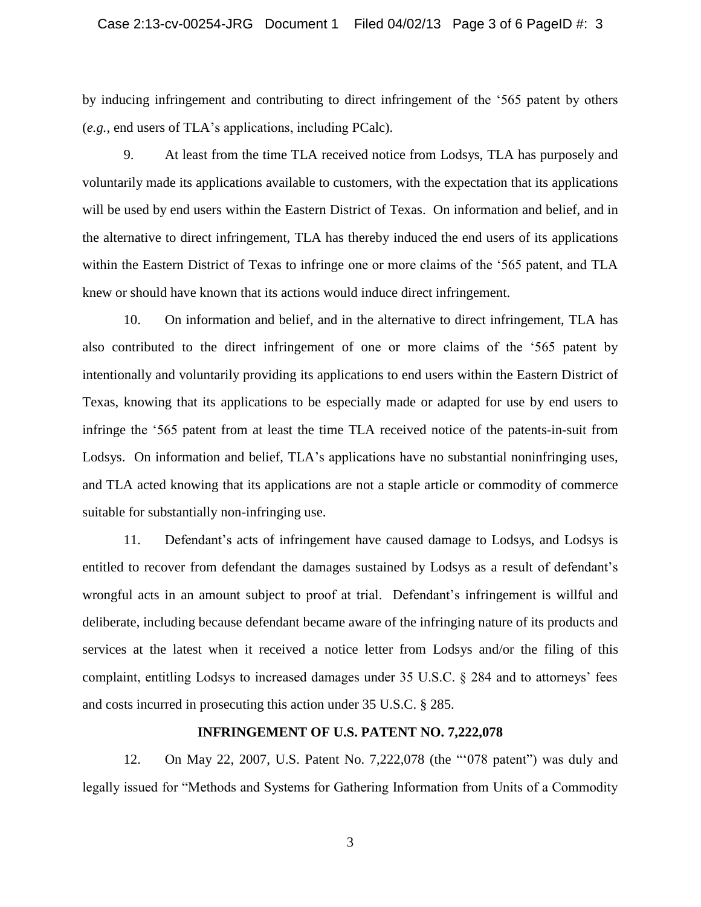by inducing infringement and contributing to direct infringement of the '565 patent by others (*e.g.*, end users of TLA's applications, including PCalc).

9. At least from the time TLA received notice from Lodsys, TLA has purposely and voluntarily made its applications available to customers, with the expectation that its applications will be used by end users within the Eastern District of Texas. On information and belief, and in the alternative to direct infringement, TLA has thereby induced the end users of its applications within the Eastern District of Texas to infringe one or more claims of the '565 patent, and TLA knew or should have known that its actions would induce direct infringement.

10. On information and belief, and in the alternative to direct infringement, TLA has also contributed to the direct infringement of one or more claims of the '565 patent by intentionally and voluntarily providing its applications to end users within the Eastern District of Texas, knowing that its applications to be especially made or adapted for use by end users to infringe the '565 patent from at least the time TLA received notice of the patents-in-suit from Lodsys. On information and belief, TLA's applications have no substantial noninfringing uses, and TLA acted knowing that its applications are not a staple article or commodity of commerce suitable for substantially non-infringing use.

11. Defendant's acts of infringement have caused damage to Lodsys, and Lodsys is entitled to recover from defendant the damages sustained by Lodsys as a result of defendant's wrongful acts in an amount subject to proof at trial. Defendant's infringement is willful and deliberate, including because defendant became aware of the infringing nature of its products and services at the latest when it received a notice letter from Lodsys and/or the filing of this complaint, entitling Lodsys to increased damages under 35 U.S.C. § 284 and to attorneys' fees and costs incurred in prosecuting this action under 35 U.S.C. § 285.

**INFRINGEMENT OF U.S. PATENT NO. 7,222,078**

12. On May 22, 2007, U.S. Patent No. 7,222,078 (the "'078 patent") was duly and legally issued for "Methods and Systems for Gathering Information from Units of a Commodity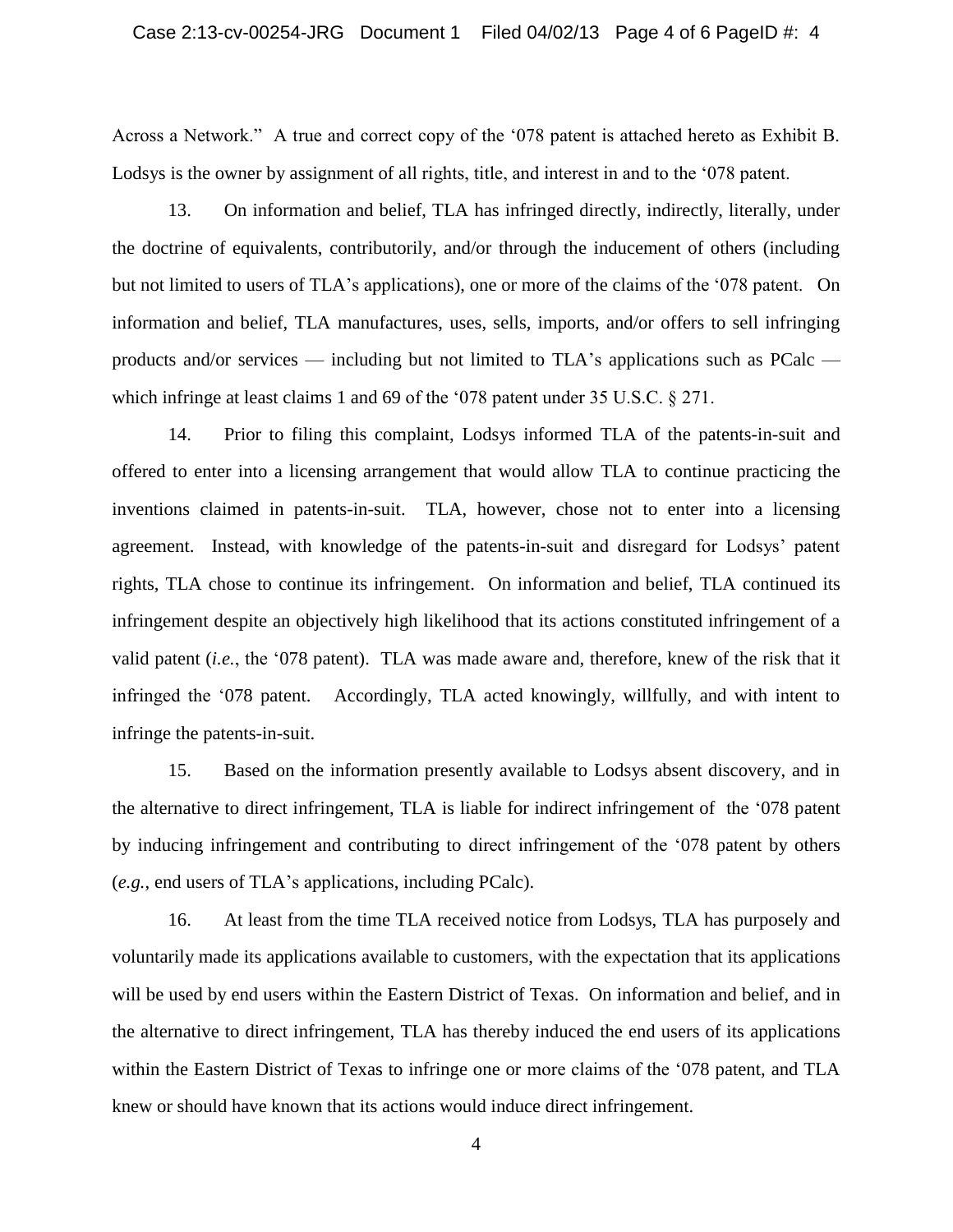Across a Network." A true and correct copy of the '078 patent is attached hereto as Exhibit B. Lodsys is the owner by assignment of all rights, title, and interest in and to the '078 patent.

13. On information and belief, TLA has infringed directly, indirectly, literally, under the doctrine of equivalents, contributorily, and/or through the inducement of others (including but not limited to users of TLA's applications), one or more of the claims of the '078 patent. On information and belief, TLA manufactures, uses, sells, imports, and/or offers to sell infringing products and/or services — including but not limited to TLA's applications such as PCalc — which infringe at least claims 1 and 69 of the '078 patent under 35 U.S.C. § 271.

14. Prior to filing this complaint, Lodsys informed TLA of the patents-in-suit and offered to enter into a licensing arrangement that would allow TLA to continue practicing the inventions claimed in patents-in-suit. TLA, however, chose not to enter into a licensing agreement. Instead, with knowledge of the patents-in-suit and disregard for Lodsys' patent rights, TLA chose to continue its infringement. On information and belief, TLA continued its infringement despite an objectively high likelihood that its actions constituted infringement of a valid patent (*i.e.*, the '078 patent). TLA was made aware and, therefore, knew of the risk that it infringed the '078 patent. Accordingly, TLA acted knowingly, willfully, and with intent to infringe the patents-in-suit.

15. Based on the information presently available to Lodsys absent discovery, and in the alternative to direct infringement, TLA is liable for indirect infringement of the '078 patent by inducing infringement and contributing to direct infringement of the '078 patent by others (*e.g.*, end users of TLA's applications, including PCalc).

16. At least from the time TLA received notice from Lodsys, TLA has purposely and voluntarily made its applications available to customers, with the expectation that its applications will be used by end users within the Eastern District of Texas. On information and belief, and in the alternative to direct infringement, TLA has thereby induced the end users of its applications within the Eastern District of Texas to infringe one or more claims of the '078 patent, and TLA knew or should have known that its actions would induce direct infringement.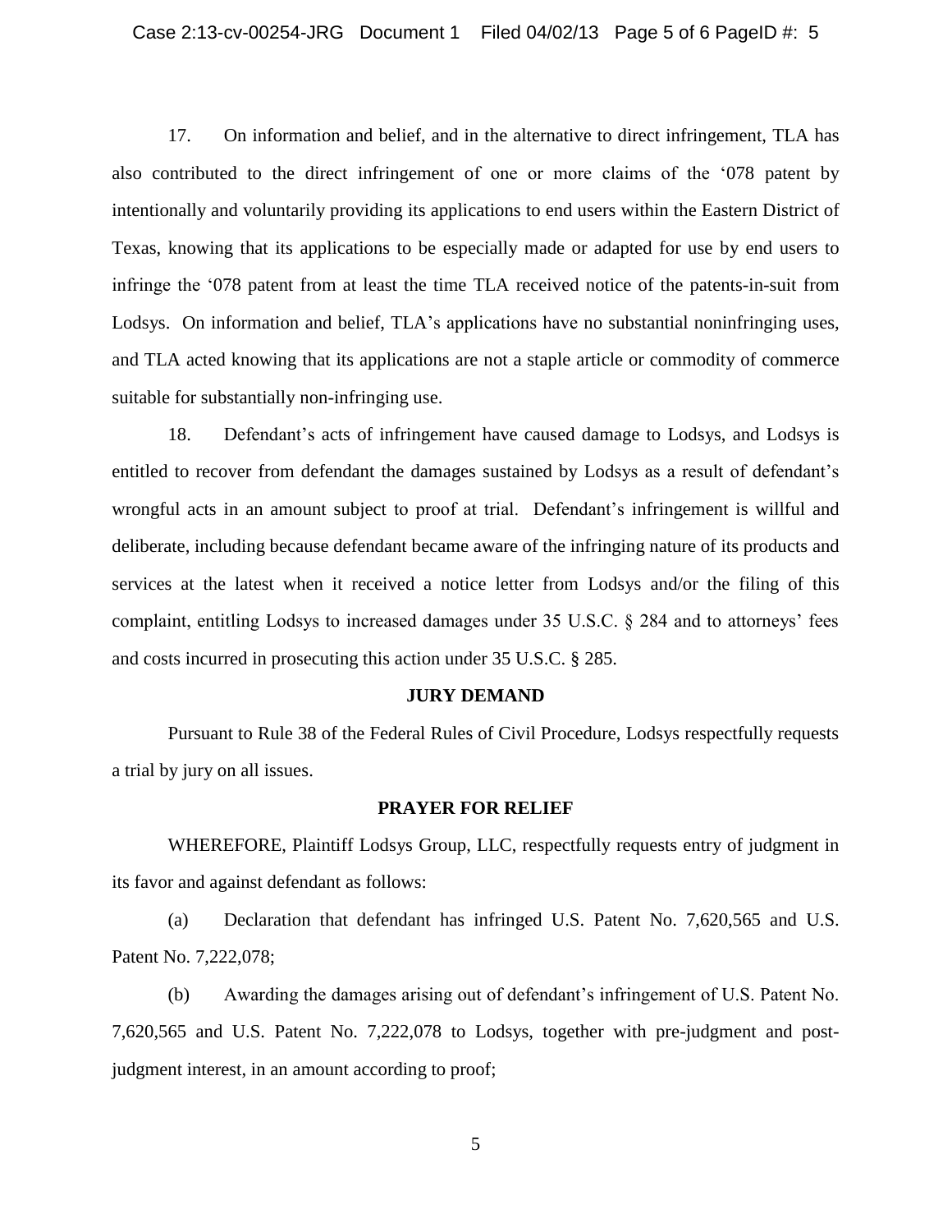17. On information and belief, and in the alternative to direct infringement, TLA has also contributed to the direct infringement of one or more claims of the '078 patent by intentionally and voluntarily providing its applications to end users within the Eastern District of Texas, knowing that its applications to be especially made or adapted for use by end users to infringe the '078 patent from at least the time TLA received notice of the patents-in-suit from Lodsys. On information and belief, TLA's applications have no substantial noninfringing uses, and TLA acted knowing that its applications are not a staple article or commodity of commerce suitable for substantially non-infringing use.

18. Defendant's acts of infringement have caused damage to Lodsys, and Lodsys is entitled to recover from defendant the damages sustained by Lodsys as a result of defendant's wrongful acts in an amount subject to proof at trial. Defendant's infringement is willful and deliberate, including because defendant became aware of the infringing nature of its products and services at the latest when it received a notice letter from Lodsys and/or the filing of this complaint, entitling Lodsys to increased damages under 35 U.S.C. § 284 and to attorneys' fees and costs incurred in prosecuting this action under 35 U.S.C. § 285.

## JURY DEMAND

Pursuant to Rule 38 of the Federal Rules of Civil Procedure, Lodsys respectfully requests a trial by jury on all issues.

## PRAYER FOR RELIEF

WHEREFORE, Plaintiff Lodsys Group, LLC, respectfully requests entry of judgment in its favor and against defendant as follows:

(a) Declaration that defendant has infringed U.S. Patent No. 7,620,565 and U.S. Patent No. 7,222,078;

(b) Awarding the damages arising out of defendant's infringement of U.S. Patent No. 7,620,565 and U.S. Patent No. 7,222,078 to Lodsys, together with pre-judgment and post-judgment interest, in an amount according to proof;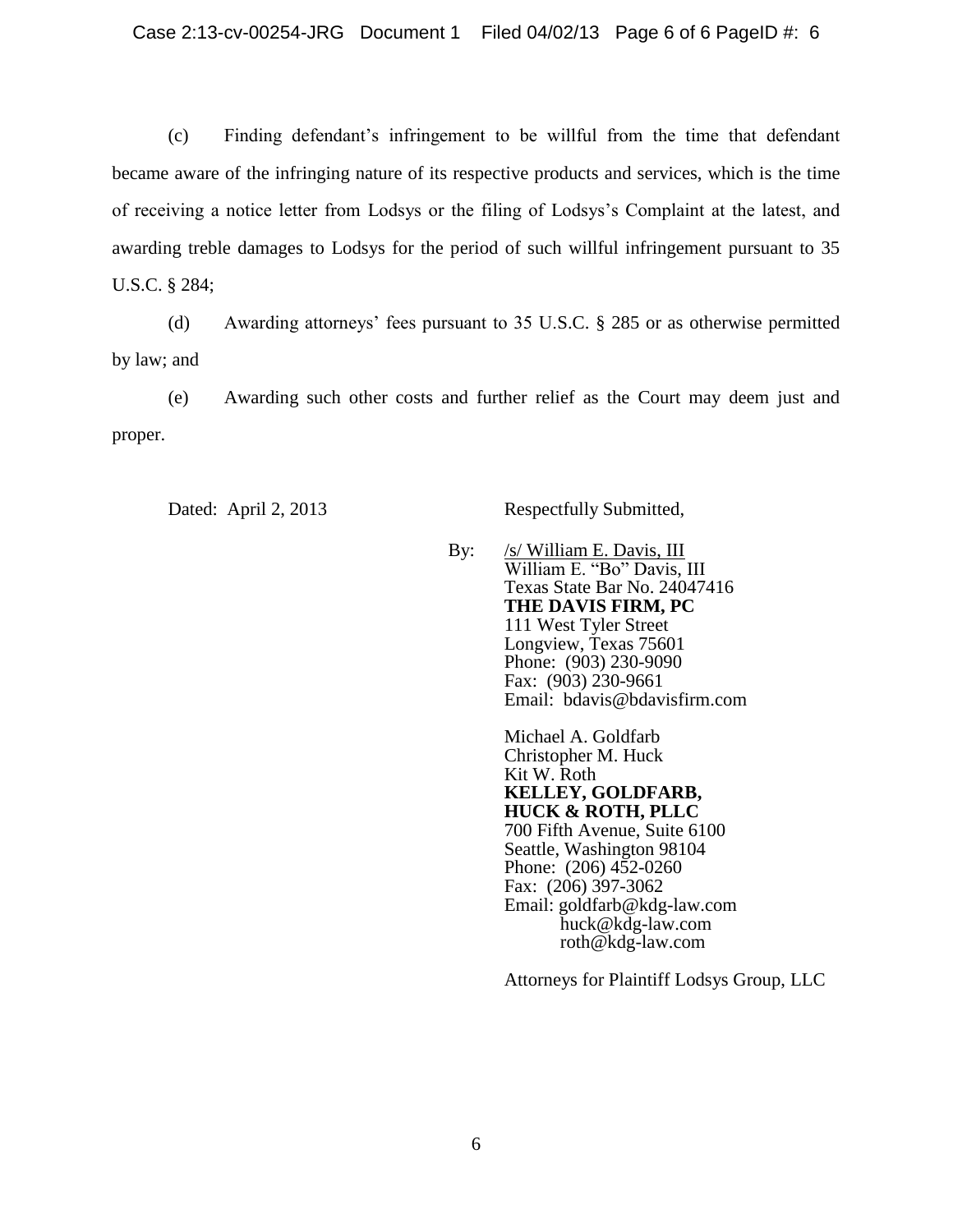(c) Finding defendant's infringement to be willful from the time that defendant became aware of the infringing nature of its respective products and services, which is the time of receiving a notice letter from Lodsys or the filing of Lodsys's Complaint at the latest, and awarding treble damages to Lodsys for the period of such willful infringement pursuant to 35 U.S.C. § 284;

(d) Awarding attorneys' fees pursuant to 35 U.S.C. § 285 or as otherwise permitted by law; and

(e) Awarding such other costs and further relief as the Court may deem just and proper.

Dated: April 2, 2013

Respectfully Submitted,

By: /s/ William E. Davis, III
William E. "Bo" Davis, III
Texas State Bar No. 24047416
**THE DAVIS FIRM, PC**
111 West Tyler Street
Longview, Texas 75601
Phone: (903) 230-9090
Fax: (903) 230-9661
Email: bdavis@bdavisfirm.com

Michael A. Goldfarb
Christopher M. Huck
Kit W. Roth
**KELLEY, GOLDFARB, HUCK & ROTH, PLLC**
700 Fifth Avenue, Suite 6100
Seattle, Washington 98104
Phone: (206) 452-0260
Fax: (206) 397-3062
Email: goldfarb@kdg-law.com
huck@kdg-law.com
roth@kdg-law.com

Attorneys for Plaintiff Lodsys Group, LLC